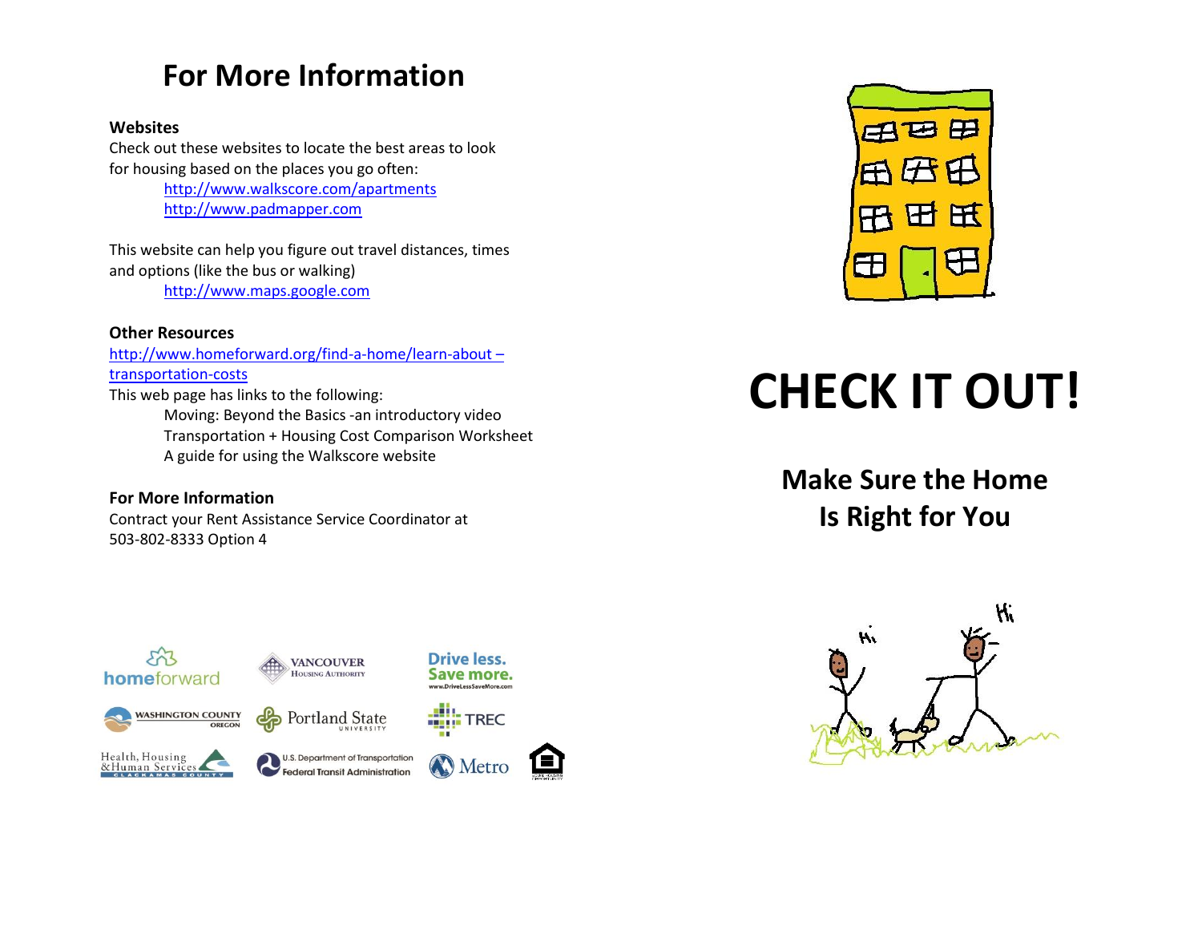## For More Information

**Websites**

Check out these websites to locate the best areas to look for housing based on the places you go often:

http://www.walkscore.com/apartments
http://www.padmapper.com

This website can help you figure out travel distances, times and options (like the bus or walking)

http://www.maps.google.com

**Other Resources**

http://www.homeforward.org/find-a-home/learn-about – transportation-costs

This web page has links to the following:

Moving: Beyond the Basics -an introductory video
Transportation + Housing Cost Comparison Worksheet
A guide for using the Walkscore website

**For More Information**

Contract your Rent Assistance Service Coordinator at 503-802-8333 Option 4

# CHECK IT OUT!

## Make Sure the Home Is Right for You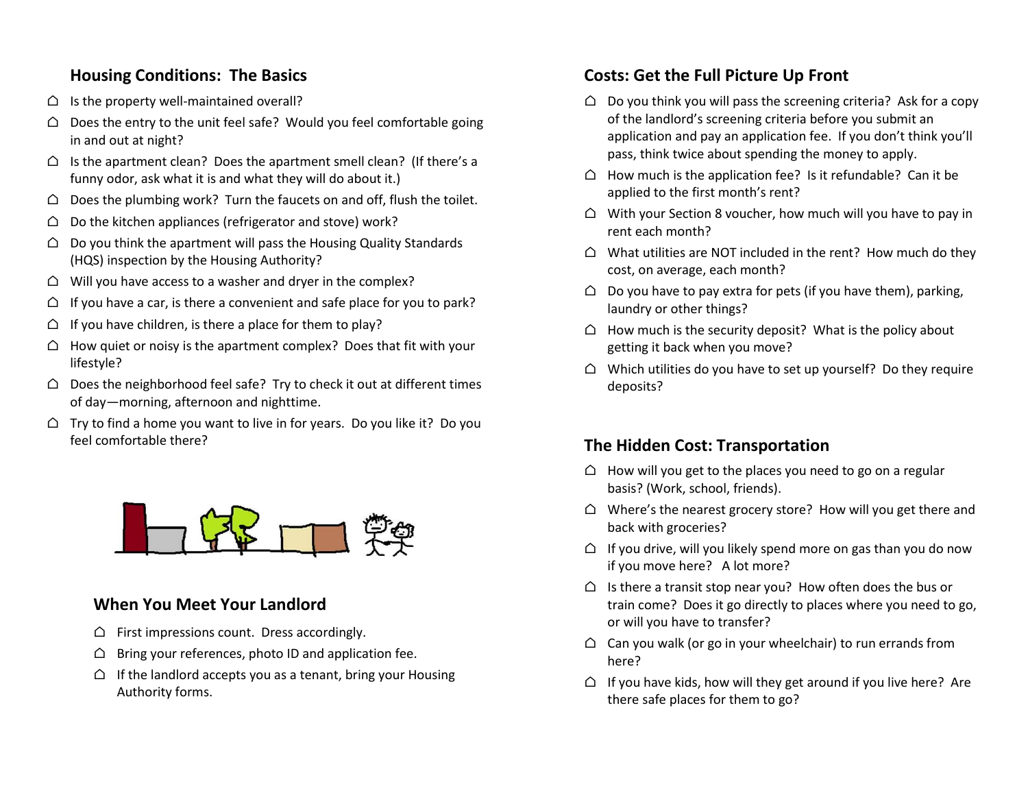## Housing Conditions: The Basics

- Is the property well-maintained overall?
- Does the entry to the unit feel safe? Would you feel comfortable going in and out at night?
- Is the apartment clean? Does the apartment smell clean? (If there's a funny odor, ask what it is and what they will do about it.)
- Does the plumbing work? Turn the faucets on and off, flush the toilet.
- Do the kitchen appliances (refrigerator and stove) work?
- Do you think the apartment will pass the Housing Quality Standards (HQS) inspection by the Housing Authority?
- Will you have access to a washer and dryer in the complex?
- If you have a car, is there a convenient and safe place for you to park?
- If you have children, is there a place for them to play?
- How quiet or noisy is the apartment complex? Does that fit with your lifestyle?
- Does the neighborhood feel safe? Try to check it out at different times of day—morning, afternoon and nighttime.
- Try to find a home you want to live in for years. Do you like it? Do you feel comfortable there?

## When You Meet Your Landlord

- First impressions count. Dress accordingly.
- Bring your references, photo ID and application fee.
- If the landlord accepts you as a tenant, bring your Housing Authority forms.

## Costs: Get the Full Picture Up Front

- Do you think you will pass the screening criteria? Ask for a copy of the landlord's screening criteria before you submit an application and pay an application fee. If you don't think you'll pass, think twice about spending the money to apply.
- How much is the application fee? Is it refundable? Can it be applied to the first month's rent?
- With your Section 8 voucher, how much will you have to pay in rent each month?
- What utilities are NOT included in the rent? How much do they cost, on average, each month?
- Do you have to pay extra for pets (if you have them), parking, laundry or other things?
- How much is the security deposit? What is the policy about getting it back when you move?
- Which utilities do you have to set up yourself? Do they require deposits?

## The Hidden Cost: Transportation

- How will you get to the places you need to go on a regular basis? (Work, school, friends).
- Where's the nearest grocery store? How will you get there and back with groceries?
- If you drive, will you likely spend more on gas than you do now if you move here? A lot more?
- Is there a transit stop near you? How often does the bus or train come? Does it go directly to places where you need to go, or will you have to transfer?
- Can you walk (or go in your wheelchair) to run errands from here?
- If you have kids, how will they get around if you live here? Are there safe places for them to go?